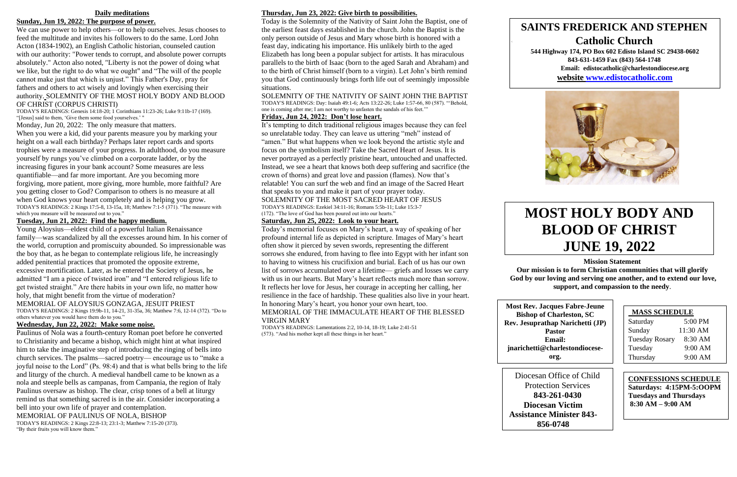## Daily meditations

### Sunday, Jun 19, 2022: The purpose of power.

We can use power to help others—or to help ourselves. Jesus chooses to feed the multitude and invites his followers to do the same. Lord John Acton (1834-1902), an English Catholic historian, counseled caution with our authority: "Power tends to corrupt, and absolute power corrupts absolutely." Acton also noted, "Liberty is not the power of doing what we like, but the right to do what we ought" and "The will of the people cannot make just that which is unjust." This Father's Day, pray for fathers and others to act wisely and lovingly when exercising their authority. SOLEMNITY OF THE MOST HOLY BODY AND BLOOD OF CHRIST (CORPUS CHRISTI)

TODAY'S READINGS: Genesis 14:18-20; 1 Corinthians 11:23-26; Luke 9:11b-17 (169). "[Jesus] said to them, 'Give them some food yourselves.' "

Monday, Jun 20, 2022: The only measure that matters.

When you were a kid, did your parents measure you by marking your height on a wall each birthday? Perhaps later report cards and sports trophies were a measure of your progress. In adulthood, do you measure yourself by rungs you've climbed on a corporate ladder, or by the increasing figures in your bank account? Some measures are less quantifiable—and far more important. Are you becoming more forgiving, more patient, more giving, more humble, more faithful? Are you getting closer to God? Comparison to others is no measure at all when God knows your heart completely and is helping you grow.

TODAY'S READINGS: 2 Kings 17:5-8, 13-15a, 18; Matthew 7:1-5 (371). "The measure with which you measure will be measured out to you."

### Tuesday, Jun 21, 2022: Find the happy medium.

Young Aloysius—eldest child of a powerful Italian Renaissance family—was scandalized by all the excesses around him. In his corner of the world, corruption and promiscuity abounded. So impressionable was the boy that, as he began to contemplate religious life, he increasingly added penitential practices that promoted the opposite extreme, excessive mortification. Later, as he entered the Society of Jesus, he admitted "I am a piece of twisted iron" and "I entered religious life to get twisted straight." Are there habits in your own life, no matter how holy, that might benefit from the virtue of moderation?

MEMORIAL OF ALOYSIUS GONZAGA, JESUIT PRIEST

TODAY'S READINGS: 2 Kings 19:9b-11, 14-21, 31-35a, 36; Matthew 7:6, 12-14 (372). "Do to others whatever you would have them do to you."

### Wednesday, Jun 22, 2022: Make some noise.

Paulinus of Nola was a fourth-century Roman poet before he converted to Christianity and became a bishop, which might hint at what inspired him to take the imaginative step of introducing the ringing of bells into church services. The psalms—sacred poetry— encourage us to "make a joyful noise to the Lord" (Ps. 98:4) and that is what bells bring to the life and liturgy of the church. A medieval handbell came to be known as a nola and steeple bells as campanas, from Campania, the region of Italy Paulinus oversaw as bishop. The clear, crisp tones of a bell at liturgy remind us that something sacred is in the air. Consider incorporating a bell into your own life of prayer and contemplation.

MEMORIAL OF PAULINUS OF NOLA, BISHOP

TODAY'S READINGS: 2 Kings 22:8-13; 23:1-3; Matthew 7:15-20 (373). "By their fruits you will know them."

### Thursday, Jun 23, 2022: Give birth to possibilities.

Today is the Solemnity of the Nativity of Saint John the Baptist, one of the earliest feast days established in the church. John the Baptist is the only person outside of Jesus and Mary whose birth is honored with a feast day, indicating his importance. His unlikely birth to the aged Elizabeth has long been a popular subject for artists. It has miraculous parallels to the birth of Isaac (born to the aged Sarah and Abraham) and to the birth of Christ himself (born to a virgin). Let John's birth remind you that God continuously brings forth life out of seemingly impossible situations.

SOLEMNITY OF THE NATIVITY OF SAINT JOHN THE BAPTIST

TODAY'S READINGS: Day: Isaiah 49:1-6; Acts 13:22-26; Luke 1:57-66, 80 (587). "'Behold, one is coming after me; I am not worthy to unfasten the sandals of his feet.'"

### Friday, Jun 24, 2022: Don't lose heart.

It's tempting to ditch traditional religious images because they can feel so unrelatable today. They can leave us uttering "meh" instead of "amen." But what happens when we look beyond the artistic style and focus on the symbolism itself? Take the Sacred Heart of Jesus. It is never portrayed as a perfectly pristine heart, untouched and unaffected. Instead, we see a heart that knows both deep suffering and sacrifice (the crown of thorns) and great love and passion (flames). Now that's relatable! You can surf the web and find an image of the Sacred Heart that speaks to you and make it part of your prayer today.

SOLEMNITY OF THE MOST SACRED HEART OF JESUS

TODAY'S READINGS: Ezekiel 34:11-16; Romans 5:5b-11; Luke 15:3-7 (172). "The love of God has been poured out into our hearts."

### Saturday, Jun 25, 2022: Look to your heart.

Today's memorial focuses on Mary's heart, a way of speaking of her profound internal life as depicted in scripture. Images of Mary's heart often show it pierced by seven swords, representing the different sorrows she endured, from having to flee into Egypt with her infant son to having to witness his crucifixion and burial. Each of us has our own list of sorrows accumulated over a lifetime— griefs and losses we carry with us in our hearts. But Mary's heart reflects much more than sorrow. It reflects her love for Jesus, her courage in accepting her calling, her resilience in the face of hardship. These qualities also live in your heart. In honoring Mary's heart, you honor your own heart, too.

MEMORIAL OF THE IMMACULATE HEART OF THE BLESSED VIRGIN MARY

TODAY'S READINGS: Lamentations 2:2, 10-14, 18-19; Luke 2:41-51 (573). "And his mother kept all these things in her heart."

# SAINTS FREDERICK AND STEPHEN Catholic Church

**544 Highway 174, PO Box 602 Edisto Island SC 29438-0602**
**843-631-1459 Fax (843) 564-1748**
**Email: edistocatholic@charlestondiocese.org**
**website www.edistocatholic.com**

# MOST HOLY BODY AND BLOOD OF CHRIST JUNE 19, 2022

**Mission Statement**

**Our mission is to form Christian communities that will glorify God by our loving and serving one another, and to extend our love, support, and compassion to the needy**.

**Most Rev. Jacques Fabre-Jeune**
**Bishop of Charleston, SC**
**Rev. Jesuprathap Narichetti (JP)**
**Pastor**
**Email:**
**jnarichetti@charlestondiocese-org.**

| MASS SCHEDULE | |
|---|---|
| Saturday | 5:00 PM |
| Sunday | 11:30 AM |
| Tuesday Rosary | 8:30 AM |
| Tuesday | 9:00 AM |
| Thursday | 9:00 AM |

Diocesan Office of Child Protection Services
**843-261-0430**
**Diocesan Victim Assistance Minister 843-856-0748**

**CONFESSIONS SCHEDULE**
**Saturdays: 4:15PM-5:OOPM**
**Tuesdays and Thursdays**
**8:30 AM – 9:00 AM**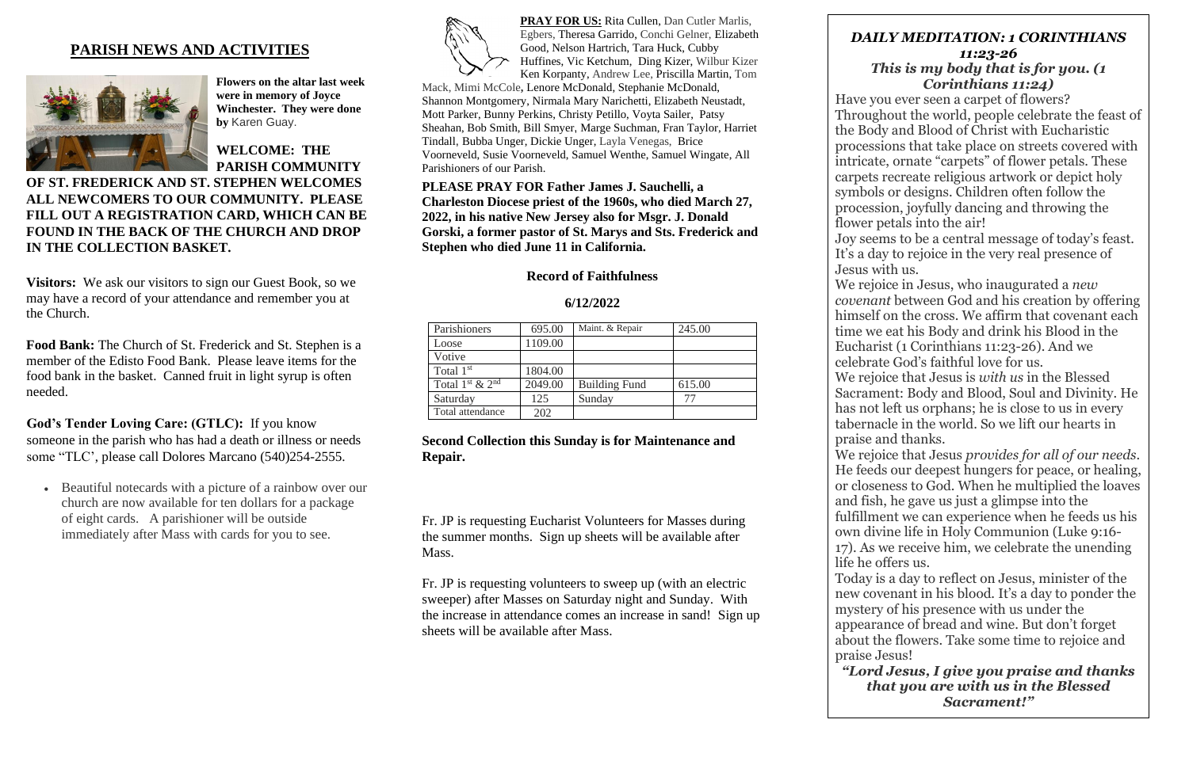## PARISH NEWS AND ACTIVITIES

**Flowers on the altar last week were in memory of Joyce Winchester. They were done by** Karen Guay.

**WELCOME: THE PARISH COMMUNITY OF ST. FREDERICK AND ST. STEPHEN WELCOMES ALL NEWCOMERS TO OUR COMMUNITY. PLEASE FILL OUT A REGISTRATION CARD, WHICH CAN BE FOUND IN THE BACK OF THE CHURCH AND DROP IN THE COLLECTION BASKET.**

**Visitors:** We ask our visitors to sign our Guest Book, so we may have a record of your attendance and remember you at the Church.

**Food Bank:** The Church of St. Frederick and St. Stephen is a member of the Edisto Food Bank. Please leave items for the food bank in the basket. Canned fruit in light syrup is often needed.

**God's Tender Loving Care: (GTLC):** If you know someone in the parish who has had a death or illness or needs some "TLC', please call Dolores Marcano (540)254-2555.

- Beautiful notecards with a picture of a rainbow over our church are now available for ten dollars for a package of eight cards. A parishioner will be outside immediately after Mass with cards for you to see.

**PRAY FOR US:** Rita Cullen, Dan Cutler Marlis, Egbers, Theresa Garrido, Conchi Gelner, Elizabeth Good, Nelson Hartrich, Tara Huck, Cubby Huffines, Vic Ketchum, Ding Kizer, Wilbur Kizer Ken Korpanty, Andrew Lee, Priscilla Martin, Tom Mack, Mimi McCole, Lenore McDonald, Stephanie McDonald, Shannon Montgomery, Nirmala Mary Narichetti, Elizabeth Neustadt, Mott Parker, Bunny Perkins, Christy Petillo, Voyta Sailer, Patsy Sheahan, Bob Smith, Bill Smyer, Marge Suchman, Fran Taylor, Harriet Tindall, Bubba Unger, Dickie Unger, Layla Venegas, Brice Voorneveld, Susie Voorneveld, Samuel Wenthe, Samuel Wingate, All Parishioners of our Parish.

**PLEASE PRAY FOR Father James J. Sauchelli, a Charleston Diocese priest of the 1960s, who died March 27, 2022, in his native New Jersey also for Msgr. J. Donald Gorski, a former pastor of St. Marys and Sts. Frederick and Stephen who died June 11 in California.**

**Record of Faithfulness**

**6/12/2022**

| | | | |
|---|---|---|---|
| Parishioners | 695.00 | Maint. & Repair | 245.00 |
| Loose | 1109.00 | | |
| Votive | | | |
| Total 1st | 1804.00 | | |
| Total 1st & 2nd | 2049.00 | Building Fund | 615.00 |
| Saturday | 125 | Sunday | 77 |
| Total attendance | 202 | | |

**Second Collection this Sunday is for Maintenance and Repair.**

Fr. JP is requesting Eucharist Volunteers for Masses during the summer months. Sign up sheets will be available after Mass.

Fr. JP is requesting volunteers to sweep up (with an electric sweeper) after Masses on Saturday night and Sunday. With the increase in attendance comes an increase in sand! Sign up sheets will be available after Mass.

### *DAILY MEDITATION: 1 CORINTHIANS 11:23-26*
### *This is my body that is for you. (1 Corinthians 11:24)*

Have you ever seen a carpet of flowers? Throughout the world, people celebrate the feast of the Body and Blood of Christ with Eucharistic processions that take place on streets covered with intricate, ornate "carpets" of flower petals. These carpets recreate religious artwork or depict holy symbols or designs. Children often follow the procession, joyfully dancing and throwing the flower petals into the air!

Joy seems to be a central message of today's feast. It's a day to rejoice in the very real presence of Jesus with us.

We rejoice in Jesus, who inaugurated a *new covenant* between God and his creation by offering himself on the cross. We affirm that covenant each time we eat his Body and drink his Blood in the Eucharist (1 Corinthians 11:23-26). And we celebrate God's faithful love for us.

We rejoice that Jesus is *with us* in the Blessed Sacrament: Body and Blood, Soul and Divinity. He has not left us orphans; he is close to us in every tabernacle in the world. So we lift our hearts in praise and thanks.

We rejoice that Jesus *provides for all of our needs*. He feeds our deepest hungers for peace, or healing, or closeness to God. When he multiplied the loaves and fish, he gave us just a glimpse into the fulfillment we can experience when he feeds us his own divine life in Holy Communion (Luke 9:16-17). As we receive him, we celebrate the unending life he offers us.

Today is a day to reflect on Jesus, minister of the new covenant in his blood. It's a day to ponder the mystery of his presence with us under the appearance of bread and wine. But don't forget about the flowers. Take some time to rejoice and praise Jesus!

***"Lord Jesus, I give you praise and thanks that you are with us in the Blessed Sacrament!"***